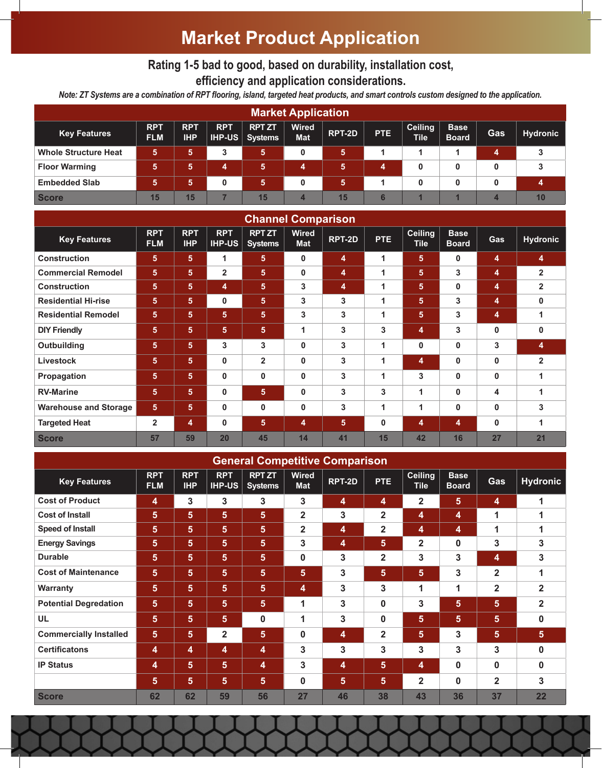# Market Product Application

## Rating 1-5 bad to good, based on durability, installation cost, efficiency and application considerations.

*Note: ZT Systems are a combination of RPT flooring, island, targeted heat products, and smart controls custom designed to the application.*

### Market Application

| Key Features | RPT FLM | RPT IHP | RPT IHP-US | RPT ZT Systems | Wired Mat | RPT-2D | PTE | Ceiling Tile | Base Board | Gas | Hydronic |
|---|---|---|---|---|---|---|---|---|---|---|---|
| Whole Structure Heat | 5 | 5 | 3 | 5 | 0 | 5 | 1 | 1 | 1 | 4 | 3 |
| Floor Warming | 5 | 5 | 4 | 5 | 4 | 5 | 4 | 0 | 0 | 0 | 3 |
| Embedded Slab | 5 | 5 | 0 | 5 | 0 | 5 | 1 | 0 | 0 | 0 | 4 |
| Score | 15 | 15 | 7 | 15 | 4 | 15 | 6 | 1 | 1 | 4 | 10 |

### Channel Comparison

| Key Features | RPT FLM | RPT IHP | RPT IHP-US | RPT ZT Systems | Wired Mat | RPT-2D | PTE | Ceiling Tile | Base Board | Gas | Hydronic |
|---|---|---|---|---|---|---|---|---|---|---|---|
| Construction | 5 | 5 | 1 | 5 | 0 | 4 | 1 | 5 | 0 | 4 | 4 |
| Commercial Remodel | 5 | 5 | 2 | 5 | 0 | 4 | 1 | 5 | 3 | 4 | 2 |
| Construction | 5 | 5 | 4 | 5 | 3 | 4 | 1 | 5 | 0 | 4 | 2 |
| Residential Hi-rise | 5 | 5 | 0 | 5 | 3 | 3 | 1 | 5 | 3 | 4 | 0 |
| Residential Remodel | 5 | 5 | 5 | 5 | 3 | 3 | 1 | 5 | 3 | 4 | 1 |
| DIY Friendly | 5 | 5 | 5 | 5 | 1 | 3 | 3 | 4 | 3 | 0 | 0 |
| Outbuilding | 5 | 5 | 3 | 3 | 0 | 3 | 1 | 0 | 0 | 3 | 4 |
| Livestock | 5 | 5 | 0 | 2 | 0 | 3 | 1 | 4 | 0 | 0 | 2 |
| Propagation | 5 | 5 | 0 | 0 | 0 | 3 | 1 | 3 | 0 | 0 | 1 |
| RV-Marine | 5 | 5 | 0 | 5 | 0 | 3 | 3 | 1 | 0 | 4 | 1 |
| Warehouse and Storage | 5 | 5 | 0 | 0 | 0 | 3 | 1 | 1 | 0 | 0 | 3 |
| Targeted Heat | 2 | 4 | 0 | 5 | 4 | 5 | 0 | 4 | 4 | 0 | 1 |
| Score | 57 | 59 | 20 | 45 | 14 | 41 | 15 | 42 | 16 | 27 | 21 |

### General Competitive Comparison

| Key Features | RPT FLM | RPT IHP | RPT IHP-US | RPT ZT Systems | Wired Mat | RPT-2D | PTE | Ceiling Tile | Base Board | Gas | Hydronic |
|---|---|---|---|---|---|---|---|---|---|---|---|
| Cost of Product | 4 | 3 | 3 | 3 | 3 | 4 | 4 | 2 | 5 | 4 | 1 |
| Cost of Install | 5 | 5 | 5 | 5 | 2 | 3 | 2 | 4 | 4 | 1 | 1 |
| Speed of Install | 5 | 5 | 5 | 5 | 2 | 4 | 2 | 4 | 4 | 1 | 1 |
| Energy Savings | 5 | 5 | 5 | 5 | 3 | 4 | 5 | 2 | 0 | 3 | 3 |
| Durable | 5 | 5 | 5 | 5 | 0 | 3 | 2 | 3 | 3 | 4 | 3 |
| Cost of Maintenance | 5 | 5 | 5 | 5 | 5 | 3 | 5 | 5 | 3 | 2 | 1 |
| Warranty | 5 | 5 | 5 | 5 | 4 | 3 | 3 | 1 | 1 | 2 | 2 |
| Potential Degredation | 5 | 5 | 5 | 5 | 1 | 3 | 0 | 3 | 5 | 5 | 2 |
| UL | 5 | 5 | 5 | 0 | 1 | 3 | 0 | 5 | 5 | 5 | 0 |
| Commercially Installed | 5 | 5 | 2 | 5 | 0 | 4 | 2 | 5 | 3 | 5 | 5 |
| Certificatons | 4 | 4 | 4 | 4 | 3 | 3 | 3 | 3 | 3 | 3 | 0 |
| IP Status | 4 | 5 | 5 | 4 | 3 | 4 | 5 | 4 | 0 | 0 | 0 |
| | 5 | 5 | 5 | 5 | 0 | 5 | 5 | 2 | 0 | 2 | 3 |
| Score | 62 | 62 | 59 | 56 | 27 | 46 | 38 | 43 | 36 | 37 | 22 |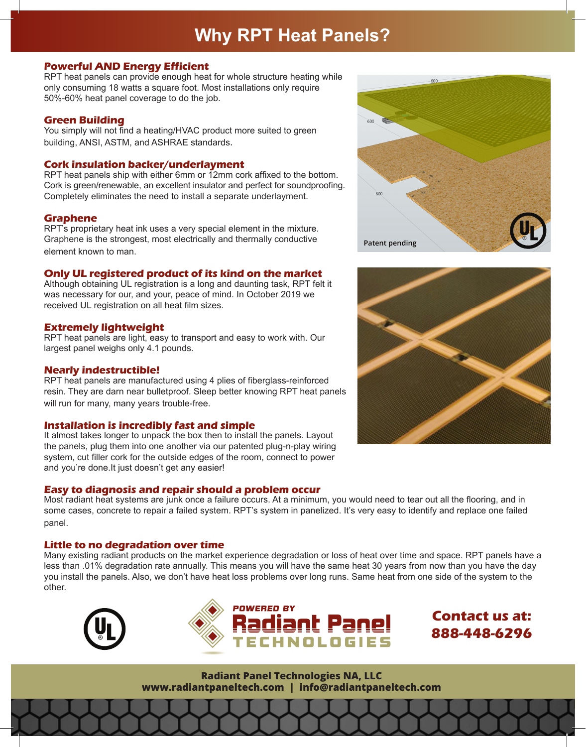# Why RPT Heat Panels?

### Powerful AND Energy Efficient
RPT heat panels can provide enough heat for whole structure heating while only consuming 18 watts a square foot. Most installations only require 50%-60% heat panel coverage to do the job.

### Green Building
You simply will not find a heating/HVAC product more suited to green building, ANSI, ASTM, and ASHRAE standards.

### Cork insulation backer/underlayment
RPT heat panels ship with either 6mm or 12mm cork affixed to the bottom. Cork is green/renewable, an excellent insulator and perfect for soundproofing. Completely eliminates the need to install a separate underlayment.

### Graphene
RPT's proprietary heat ink uses a very special element in the mixture. Graphene is the strongest, most electrically and thermally conductive element known to man.

Patent pending

### Only UL registered product of its kind on the market
Although obtaining UL registration is a long and daunting task, RPT felt it was necessary for our, and your, peace of mind. In October 2019 we received UL registration on all heat film sizes.

### Extremely lightweight
RPT heat panels are light, easy to transport and easy to work with. Our largest panel weighs only 4.1 pounds.

### Nearly indestructible!
RPT heat panels are manufactured using 4 plies of fiberglass-reinforced resin. They are darn near bulletproof. Sleep better knowing RPT heat panels will run for many, many years trouble-free.

### Installation is incredibly fast and simple
It almost takes longer to unpack the box then to install the panels. Layout the panels, plug them into one another via our patented plug-n-play wiring system, cut filler cork for the outside edges of the room, connect to power and you're done.It just doesn't get any easier!

### Easy to diagnosis and repair should a problem occur
Most radiant heat systems are junk once a failure occurs. At a minimum, you would need to tear out all the flooring, and in some cases, concrete to repair a failed system. RPT's system in panelized. It's very easy to identify and replace one failed panel.

### Little to no degradation over time
Many existing radiant products on the market experience degradation or loss of heat over time and space. RPT panels have a less than .01% degradation rate annually. This means you will have the same heat 30 years from now than you have the day you install the panels. Also, we don't have heat loss problems over long runs. Same heat from one side of the system to the other.

POWERED BY Radiant Panel TECHNOLOGIES

**Contact us at: 888-448-6296**

**Radiant Panel Technologies NA, LLC**
**www.radiantpaneltech.com | info@radiantpaneltech.com**